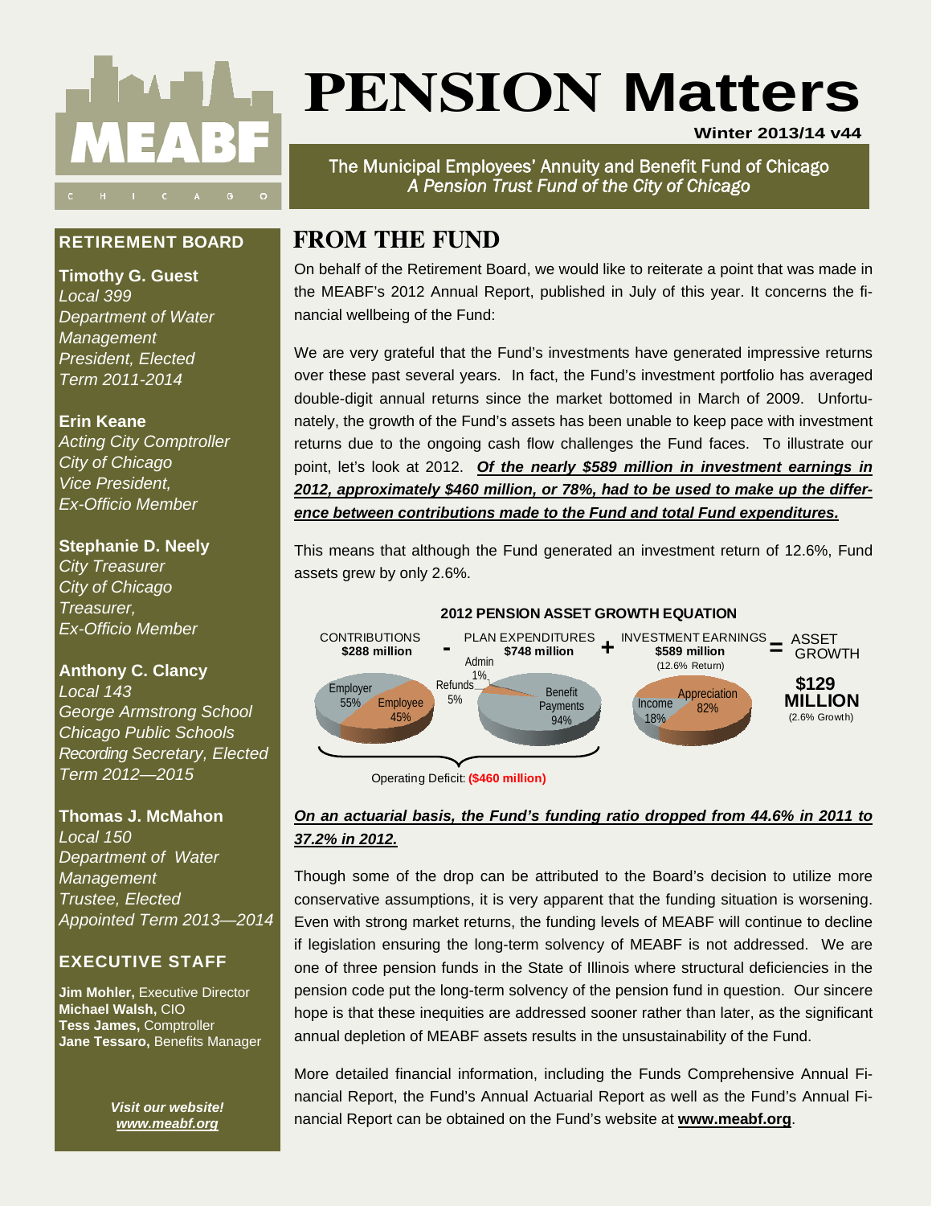# PENSION Matters

**Winter 2013/14 v44**

MEABF CHICAGO

The Municipal Employees' Annuity and Benefit Fund of Chicago
*A Pension Trust Fund of the City of Chicago*

## RETIREMENT BOARD

**Timothy G. Guest**
*Local 399*
*Department of Water Management*
*President, Elected*
*Term 2011-2014*

**Erin Keane**
*Acting City Comptroller*
*City of Chicago*
*Vice President,*
*Ex-Officio Member*

**Stephanie D. Neely**
*City Treasurer*
*City of Chicago*
*Treasurer,*
*Ex-Officio Member*

**Anthony C. Clancy**
*Local 143*
*George Armstrong School*
*Chicago Public Schools*
*Recording Secretary, Elected*
*Term 2012—2015*

**Thomas J. McMahon**
*Local 150*
*Department of Water Management*
*Trustee, Elected*
*Appointed Term 2013—2014*

## EXECUTIVE STAFF

**Jim Mohler,** Executive Director
**Michael Walsh,** CIO
**Tess James,** Comptroller
**Jane Tessaro,** Benefits Manager

***Visit our website!***
***www.meabf.org***

## FROM THE FUND

On behalf of the Retirement Board, we would like to reiterate a point that was made in the MEABF's 2012 Annual Report, published in July of this year. It concerns the financial wellbeing of the Fund:

We are very grateful that the Fund's investments have generated impressive returns over these past several years. In fact, the Fund's investment portfolio has averaged double-digit annual returns since the market bottomed in March of 2009. Unfortunately, the growth of the Fund's assets has been unable to keep pace with investment returns due to the ongoing cash flow challenges the Fund faces. To illustrate our point, let's look at 2012. ***Of the nearly $589 million in investment earnings in 2012, approximately $460 million, or 78%, had to be used to make up the difference between contributions made to the Fund and total Fund expenditures.***

This means that although the Fund generated an investment return of 12.6%, Fund assets grew by only 2.6%.

**2012 PENSION ASSET GROWTH EQUATION**

CONTRIBUTIONS **$288 million** (Employer 55%, Employee 45%) **-** PLAN EXPENDITURES **$748 million** (Admin 1%, Refunds 5%, Benefit Payments 94%) **+** INVESTMENT EARNINGS **$589 million** (12.6% Return) (Income 18%, Appreciation 82%) **=** ASSET GROWTH **$129 MILLION** (2.6% Growth)

Operating Deficit: **($460 million)**

***On an actuarial basis, the Fund's funding ratio dropped from 44.6% in 2011 to 37.2% in 2012.***

Though some of the drop can be attributed to the Board's decision to utilize more conservative assumptions, it is very apparent that the funding situation is worsening. Even with strong market returns, the funding levels of MEABF will continue to decline if legislation ensuring the long-term solvency of MEABF is not addressed. We are one of three pension funds in the State of Illinois where structural deficiencies in the pension code put the long-term solvency of the pension fund in question. Our sincere hope is that these inequities are addressed sooner rather than later, as the significant annual depletion of MEABF assets results in the unsustainability of the Fund.

More detailed financial information, including the Funds Comprehensive Annual Financial Report, the Fund's Annual Actuarial Report as well as the Fund's Annual Financial Report can be obtained on the Fund's website at **www.meabf.org**.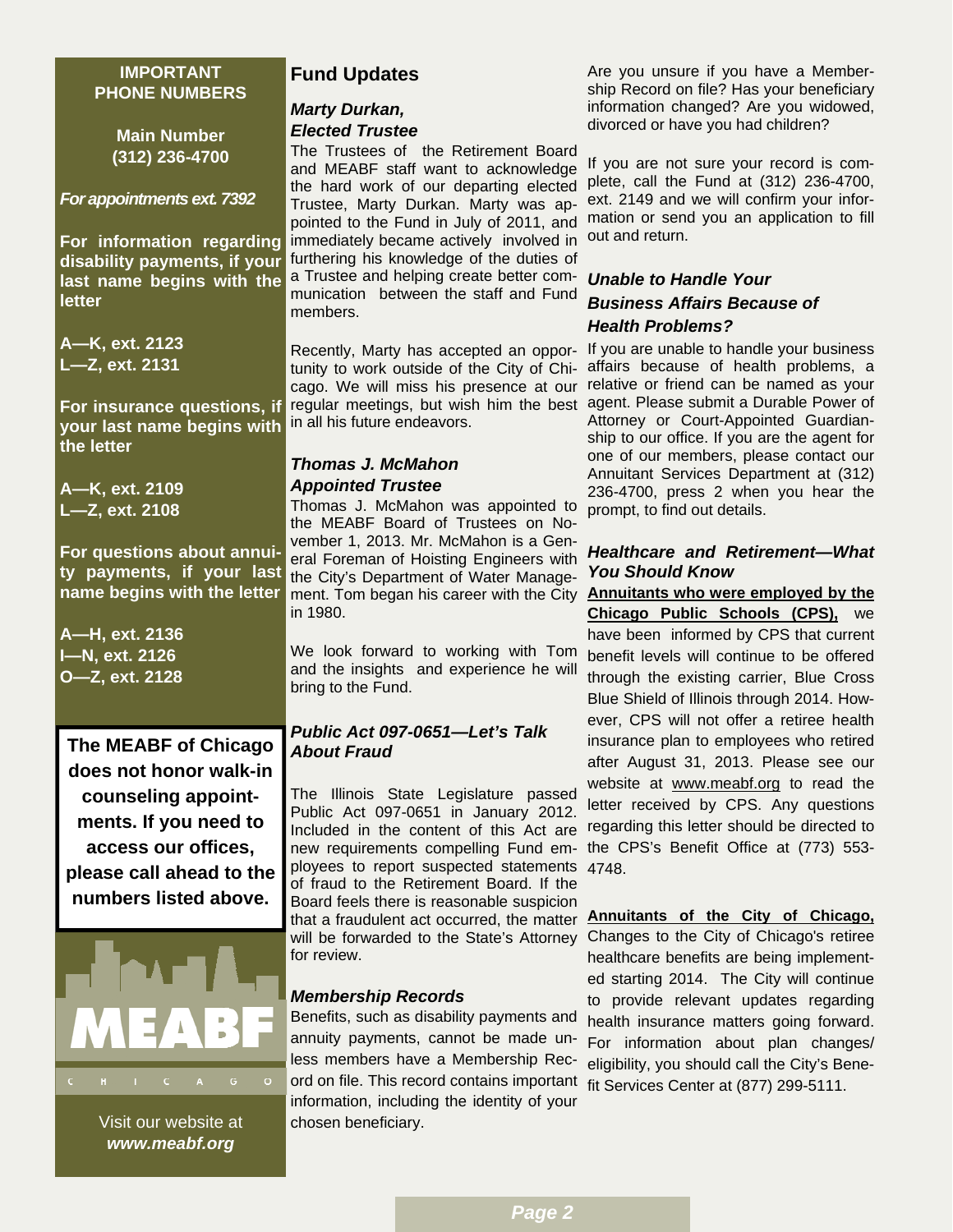**IMPORTANT PHONE NUMBERS**

**Main Number (312) 236-4700**

***For appointments ext. 7392***

**For information regarding disability payments, if your last name begins with the letter**

**A—K, ext. 2123**
**L—Z, ext. 2131**

**For insurance questions, if your last name begins with the letter**

**A—K, ext. 2109**
**L—Z, ext. 2108**

**For questions about annuity payments, if your last name begins with the letter**

**A—H, ext. 2136**
**I—N, ext. 2126**
**O—Z, ext. 2128**

**The MEABF of Chicago does not honor walk-in counseling appointments. If you need to access our offices, please call ahead to the numbers listed above.**

MEABF CHICAGO

Visit our website at ***www.meabf.org***

## Fund Updates

### *Marty Durkan, Elected Trustee*

The Trustees of the Retirement Board and MEABF staff want to acknowledge the hard work of our departing elected Trustee, Marty Durkan. Marty was appointed to the Fund in July of 2011, and immediately became actively involved in furthering his knowledge of the duties of a Trustee and helping create better communication between the staff and Fund members.

Recently, Marty has accepted an opportunity to work outside of the City of Chicago. We will miss his presence at our regular meetings, but wish him the best in all his future endeavors.

### *Thomas J. McMahon Appointed Trustee*

Thomas J. McMahon was appointed to the MEABF Board of Trustees on November 1, 2013. Mr. McMahon is a General Foreman of Hoisting Engineers with the City's Department of Water Management. Tom began his career with the City in 1980.

We look forward to working with Tom and the insights and experience he will bring to the Fund.

### *Public Act 097-0651—Let's Talk About Fraud*

The Illinois State Legislature passed Public Act 097-0651 in January 2012. Included in the content of this Act are new requirements compelling Fund employees to report suspected statements of fraud to the Retirement Board. If the Board feels there is reasonable suspicion that a fraudulent act occurred, the matter will be forwarded to the State's Attorney for review.

### *Membership Records*

Benefits, such as disability payments and annuity payments, cannot be made unless members have a Membership Record on file. This record contains important information, including the identity of your chosen beneficiary.

Are you unsure if you have a Membership Record on file? Has your beneficiary information changed? Are you widowed, divorced or have you had children?

If you are not sure your record is complete, call the Fund at (312) 236-4700, ext. 2149 and we will confirm your information or send you an application to fill out and return.

### *Unable to Handle Your Business Affairs Because of Health Problems?*

If you are unable to handle your business affairs because of health problems, a relative or friend can be named as your agent. Please submit a Durable Power of Attorney or Court-Appointed Guardianship to our office. If you are the agent for one of our members, please contact our Annuitant Services Department at (312) 236-4700, press 2 when you hear the prompt, to find out details.

### *Healthcare and Retirement—What You Should Know*

**Annuitants who were employed by the Chicago Public Schools (CPS),** we have been informed by CPS that current benefit levels will continue to be offered through the existing carrier, Blue Cross Blue Shield of Illinois through 2014. However, CPS will not offer a retiree health insurance plan to employees who retired after August 31, 2013. Please see our website at www.meabf.org to read the letter received by CPS. Any questions regarding this letter should be directed to the CPS's Benefit Office at (773) 553-4748.

**Annuitants of the City of Chicago,** Changes to the City of Chicago's retiree healthcare benefits are being implemented starting 2014. The City will continue to provide relevant updates regarding health insurance matters going forward. For information about plan changes/ eligibility, you should call the City's Benefit Services Center at (877) 299-5111.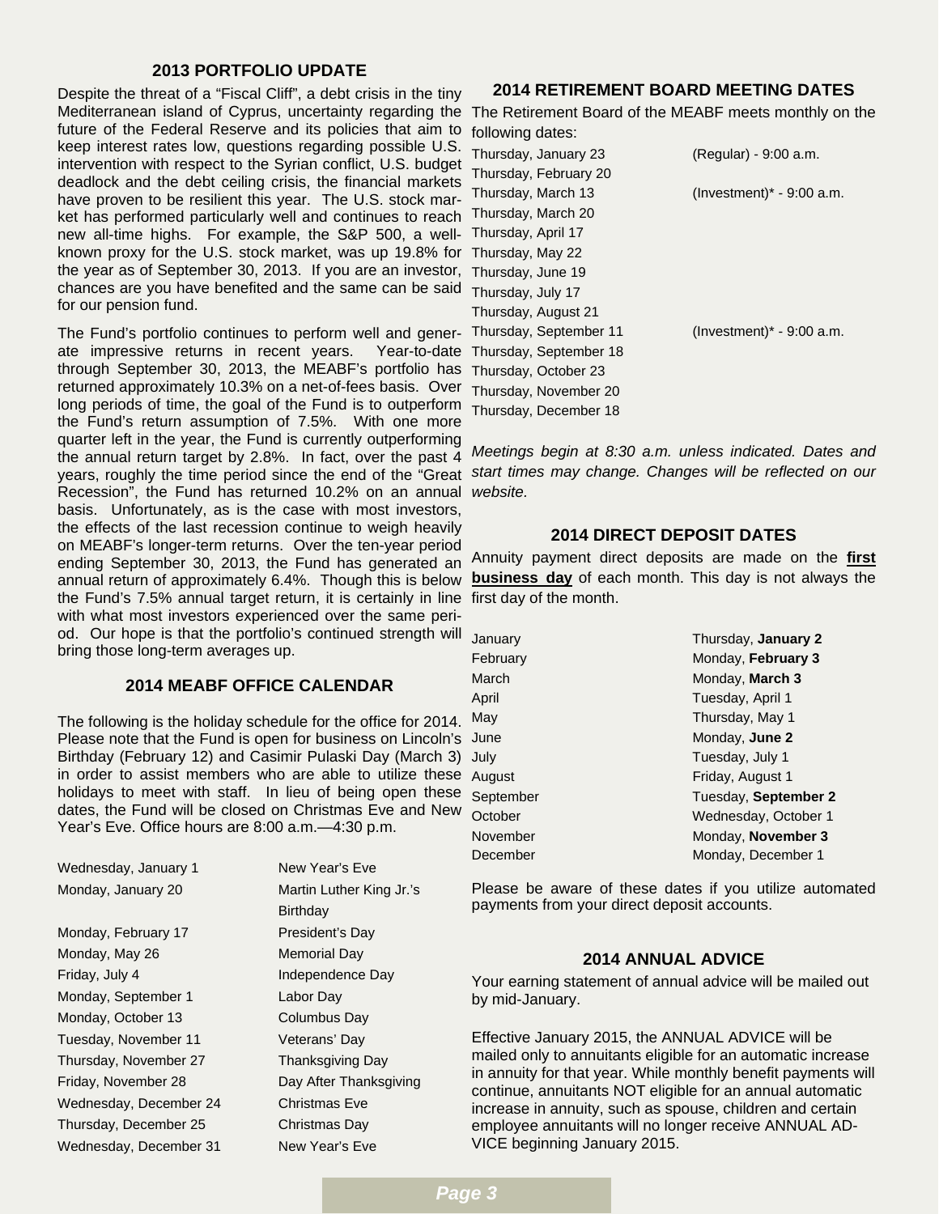## 2013 PORTFOLIO UPDATE

Despite the threat of a "Fiscal Cliff", a debt crisis in the tiny Mediterranean island of Cyprus, uncertainty regarding the future of the Federal Reserve and its policies that aim to keep interest rates low, questions regarding possible U.S. intervention with respect to the Syrian conflict, U.S. budget deadlock and the debt ceiling crisis, the financial markets have proven to be resilient this year. The U.S. stock market has performed particularly well and continues to reach new all-time highs. For example, the S&P 500, a well-known proxy for the U.S. stock market, was up 19.8% for the year as of September 30, 2013. If you are an investor, chances are you have benefited and the same can be said for our pension fund.

The Fund's portfolio continues to perform well and generate impressive returns in recent years. Year-to-date through September 30, 2013, the MEABF's portfolio has returned approximately 10.3% on a net-of-fees basis. Over long periods of time, the goal of the Fund is to outperform the Fund's return assumption of 7.5%. With one more quarter left in the year, the Fund is currently outperforming the annual return target by 2.8%. In fact, over the past 4 years, roughly the time period since the end of the "Great Recession", the Fund has returned 10.2% on an annual basis. Unfortunately, as is the case with most investors, the effects of the last recession continue to weigh heavily on MEABF's longer-term returns. Over the ten-year period ending September 30, 2013, the Fund has generated an annual return of approximately 6.4%. Though this is below the Fund's 7.5% annual target return, it is certainly in line with what most investors experienced over the same period. Our hope is that the portfolio's continued strength will bring those long-term averages up.

## 2014 MEABF OFFICE CALENDAR

The following is the holiday schedule for the office for 2014. Please note that the Fund is open for business on Lincoln's Birthday (February 12) and Casimir Pulaski Day (March 3) in order to assist members who are able to utilize these holidays to meet with staff. In lieu of being open these dates, the Fund will be closed on Christmas Eve and New Year's Eve. Office hours are 8:00 a.m.—4:30 p.m.

| Date | Holiday |
|---|---|
| Wednesday, January 1 | New Year's Eve |
| Monday, January 20 | Martin Luther King Jr.'s Birthday |
| Monday, February 17 | President's Day |
| Monday, May 26 | Memorial Day |
| Friday, July 4 | Independence Day |
| Monday, September 1 | Labor Day |
| Monday, October 13 | Columbus Day |
| Tuesday, November 11 | Veterans' Day |
| Thursday, November 27 | Thanksgiving Day |
| Friday, November 28 | Day After Thanksgiving |
| Wednesday, December 24 | Christmas Eve |
| Thursday, December 25 | Christmas Day |
| Wednesday, December 31 | New Year's Eve |

## 2014 RETIREMENT BOARD MEETING DATES

The Retirement Board of the MEABF meets monthly on the following dates:

| Date | Note |
|---|---|
| Thursday, January 23 | (Regular) - 9:00 a.m. |
| Thursday, February 20 | |
| Thursday, March 13 | (Investment)* - 9:00 a.m. |
| Thursday, March 20 | |
| Thursday, April 17 | |
| Thursday, May 22 | |
| Thursday, June 19 | |
| Thursday, July 17 | |
| Thursday, August 21 | |
| Thursday, September 11 | (Investment)* - 9:00 a.m. |
| Thursday, September 18 | |
| Thursday, October 23 | |
| Thursday, November 20 | |
| Thursday, December 18 | |

*Meetings begin at 8:30 a.m. unless indicated. Dates and start times may change. Changes will be reflected on our website.*

## 2014 DIRECT DEPOSIT DATES

Annuity payment direct deposits are made on the **first business day** of each month. This day is not always the first day of the month.

| Month | Date |
|---|---|
| January | Thursday, **January 2** |
| February | Monday, **February 3** |
| March | Monday, **March 3** |
| April | Tuesday, April 1 |
| May | Thursday, May 1 |
| June | Monday, **June 2** |
| July | Tuesday, July 1 |
| August | Friday, August 1 |
| September | Tuesday, **September 2** |
| October | Wednesday, October 1 |
| November | Monday, **November 3** |
| December | Monday, December 1 |

Please be aware of these dates if you utilize automated payments from your direct deposit accounts.

## 2014 ANNUAL ADVICE

Your earning statement of annual advice will be mailed out by mid-January.

Effective January 2015, the ANNUAL ADVICE will be mailed only to annuitants eligible for an automatic increase in annuity for that year. While monthly benefit payments will continue, annuitants NOT eligible for an annual automatic increase in annuity, such as spouse, children and certain employee annuitants will no longer receive ANNUAL ADVICE beginning January 2015.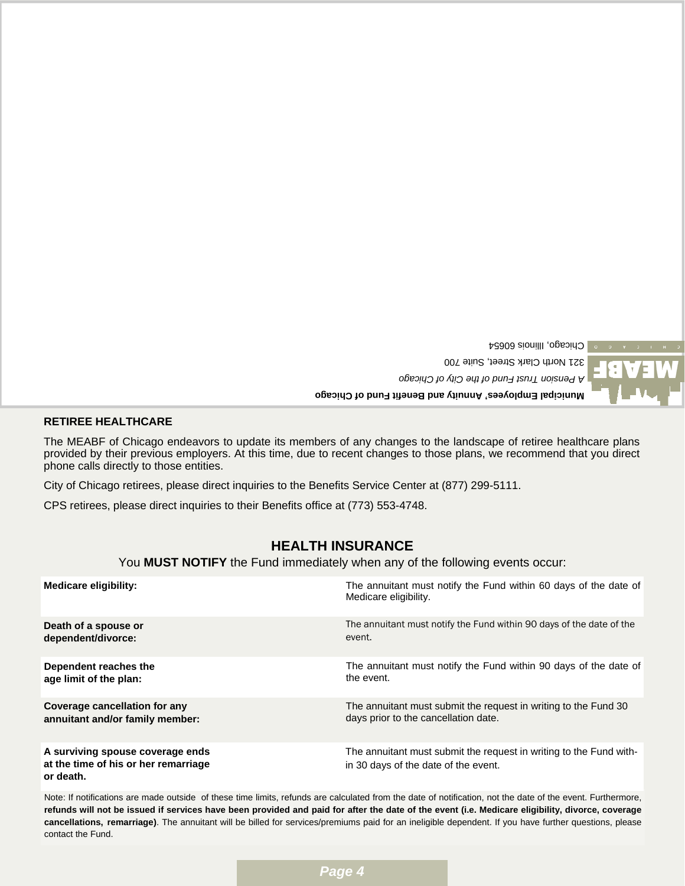Municipal Employees' Annuity and Benefit Fund of Chicago

*A Pension Trust Fund of the City of Chicago*

321 North Clark Street, Suite 700

Chicago, Illinois 60654

## RETIREE HEALTHCARE

The MEABF of Chicago endeavors to update its members of any changes to the landscape of retiree healthcare plans provided by their previous employers. At this time, due to recent changes to those plans, we recommend that you direct phone calls directly to those entities.

City of Chicago retirees, please direct inquiries to the Benefits Service Center at (877) 299-5111.

CPS retirees, please direct inquiries to their Benefits office at (773) 553-4748.

## HEALTH INSURANCE

You **MUST NOTIFY** the Fund immediately when any of the following events occur:

| | |
|---|---|
| **Medicare eligibility:** | The annuitant must notify the Fund within 60 days of the date of Medicare eligibility. |
| **Death of a spouse or dependent/divorce:** | The annuitant must notify the Fund within 90 days of the date of the event. |
| **Dependent reaches the age limit of the plan:** | The annuitant must notify the Fund within 90 days of the date of the event. |
| **Coverage cancellation for any annuitant and/or family member:** | The annuitant must submit the request in writing to the Fund 30 days prior to the cancellation date. |
| **A surviving spouse coverage ends at the time of his or her remarriage or death.** | The annuitant must submit the request in writing to the Fund within 30 days of the date of the event. |

Note: If notifications are made outside of these time limits, refunds are calculated from the date of notification, not the date of the event. Furthermore, **refunds will not be issued if services have been provided and paid for after the date of the event (i.e. Medicare eligibility, divorce, coverage cancellations, remarriage)**. The annuitant will be billed for services/premiums paid for an ineligible dependent. If you have further questions, please contact the Fund.